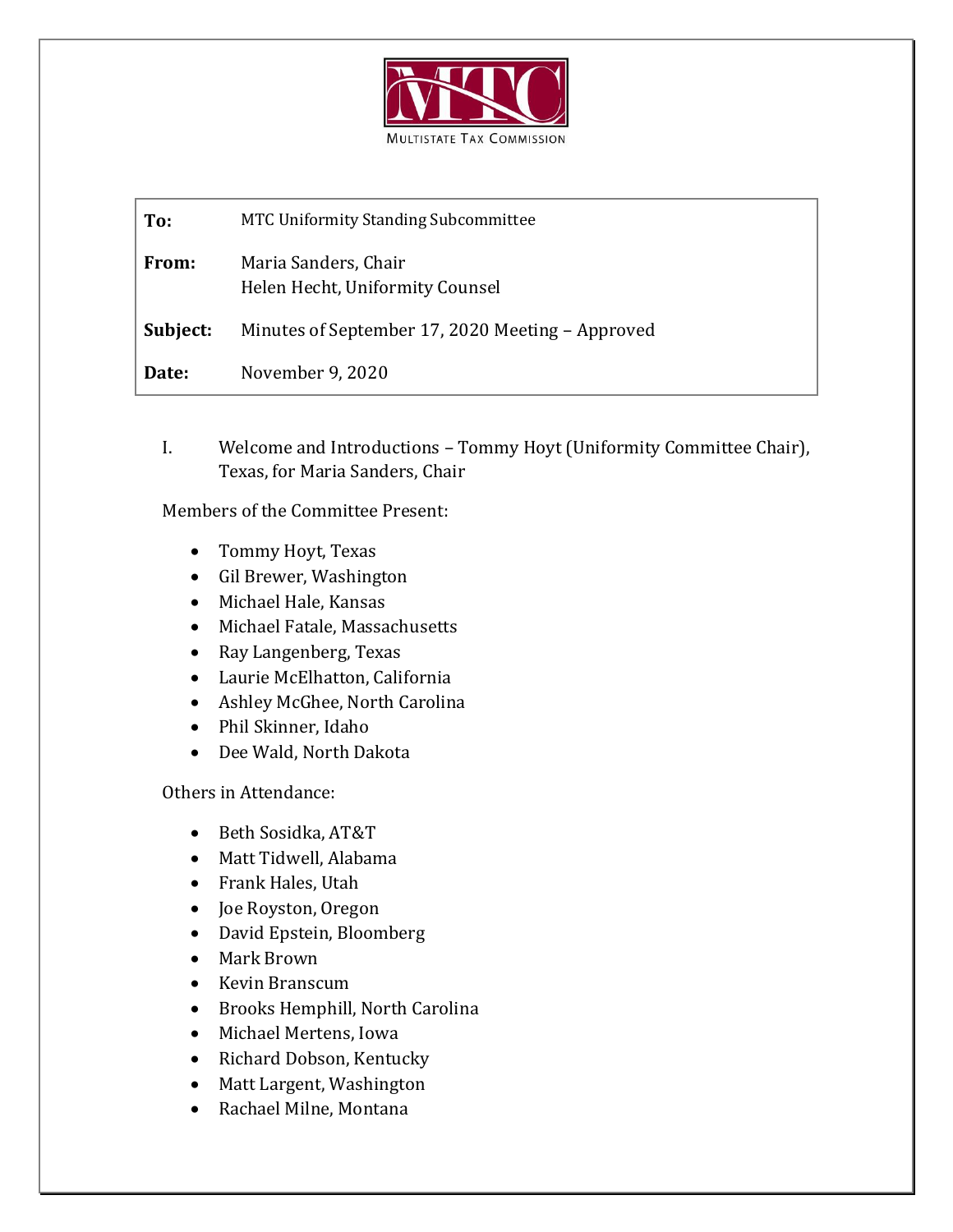MULTISTATE TAX COMMISSION

| | |
|---|---|
| **To:** | MTC Uniformity Standing Subcommittee |
| **From:** | Maria Sanders, Chair<br>Helen Hecht, Uniformity Counsel |
| **Subject:** | Minutes of September 17, 2020 Meeting – Approved |
| **Date:** | November 9, 2020 |

I. Welcome and Introductions – Tommy Hoyt (Uniformity Committee Chair), Texas, for Maria Sanders, Chair

Members of the Committee Present:

- Tommy Hoyt, Texas
- Gil Brewer, Washington
- Michael Hale, Kansas
- Michael Fatale, Massachusetts
- Ray Langenberg, Texas
- Laurie McElhatton, California
- Ashley McGhee, North Carolina
- Phil Skinner, Idaho
- Dee Wald, North Dakota

Others in Attendance:

- Beth Sosidka, AT&T
- Matt Tidwell, Alabama
- Frank Hales, Utah
- Joe Royston, Oregon
- David Epstein, Bloomberg
- Mark Brown
- Kevin Branscum
- Brooks Hemphill, North Carolina
- Michael Mertens, Iowa
- Richard Dobson, Kentucky
- Matt Largent, Washington
- Rachael Milne, Montana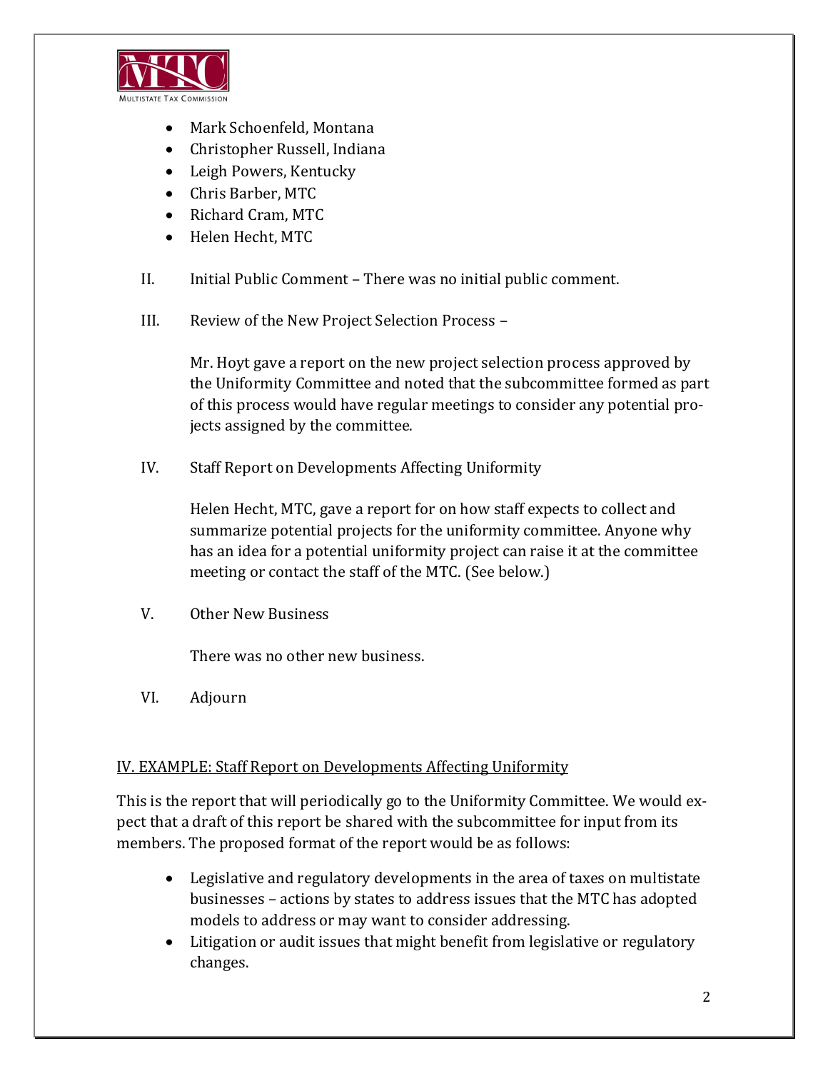- Mark Schoenfeld, Montana
- Christopher Russell, Indiana
- Leigh Powers, Kentucky
- Chris Barber, MTC
- Richard Cram, MTC
- Helen Hecht, MTC

II. Initial Public Comment – There was no initial public comment.

III. Review of the New Project Selection Process –

Mr. Hoyt gave a report on the new project selection process approved by the Uniformity Committee and noted that the subcommittee formed as part of this process would have regular meetings to consider any potential projects assigned by the committee.

IV. Staff Report on Developments Affecting Uniformity

Helen Hecht, MTC, gave a report for on how staff expects to collect and summarize potential projects for the uniformity committee. Anyone why has an idea for a potential uniformity project can raise it at the committee meeting or contact the staff of the MTC. (See below.)

V. Other New Business

There was no other new business.

VI. Adjourn

<u>IV. EXAMPLE: Staff Report on Developments Affecting Uniformity</u>

This is the report that will periodically go to the Uniformity Committee. We would expect that a draft of this report be shared with the subcommittee for input from its members. The proposed format of the report would be as follows:

- Legislative and regulatory developments in the area of taxes on multistate businesses – actions by states to address issues that the MTC has adopted models to address or may want to consider addressing.
- Litigation or audit issues that might benefit from legislative or regulatory changes.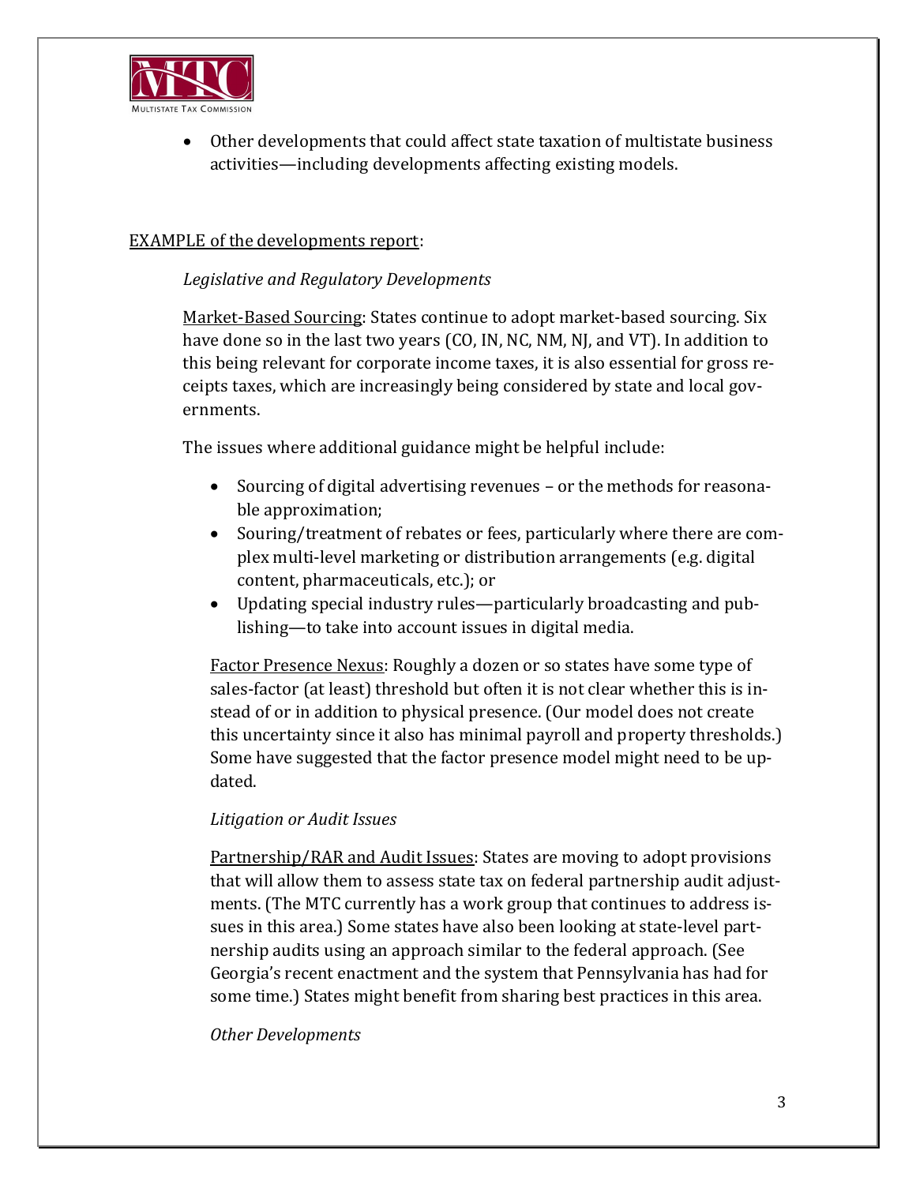- Other developments that could affect state taxation of multistate business activities—including developments affecting existing models.

<u>EXAMPLE of the developments report</u>:

*Legislative and Regulatory Developments*

<u>Market-Based Sourcing</u>: States continue to adopt market-based sourcing. Six have done so in the last two years (CO, IN, NC, NM, NJ, and VT). In addition to this being relevant for corporate income taxes, it is also essential for gross receipts taxes, which are increasingly being considered by state and local governments.

The issues where additional guidance might be helpful include:

- Sourcing of digital advertising revenues – or the methods for reasonable approximation;
- Souring/treatment of rebates or fees, particularly where there are complex multi-level marketing or distribution arrangements (e.g. digital content, pharmaceuticals, etc.); or
- Updating special industry rules—particularly broadcasting and publishing—to take into account issues in digital media.

<u>Factor Presence Nexus</u>: Roughly a dozen or so states have some type of sales-factor (at least) threshold but often it is not clear whether this is instead of or in addition to physical presence. (Our model does not create this uncertainty since it also has minimal payroll and property thresholds.) Some have suggested that the factor presence model might need to be updated.

*Litigation or Audit Issues*

<u>Partnership/RAR and Audit Issues</u>: States are moving to adopt provisions that will allow them to assess state tax on federal partnership audit adjustments. (The MTC currently has a work group that continues to address issues in this area.) Some states have also been looking at state-level partnership audits using an approach similar to the federal approach. (See Georgia's recent enactment and the system that Pennsylvania has had for some time.) States might benefit from sharing best practices in this area.

*Other Developments*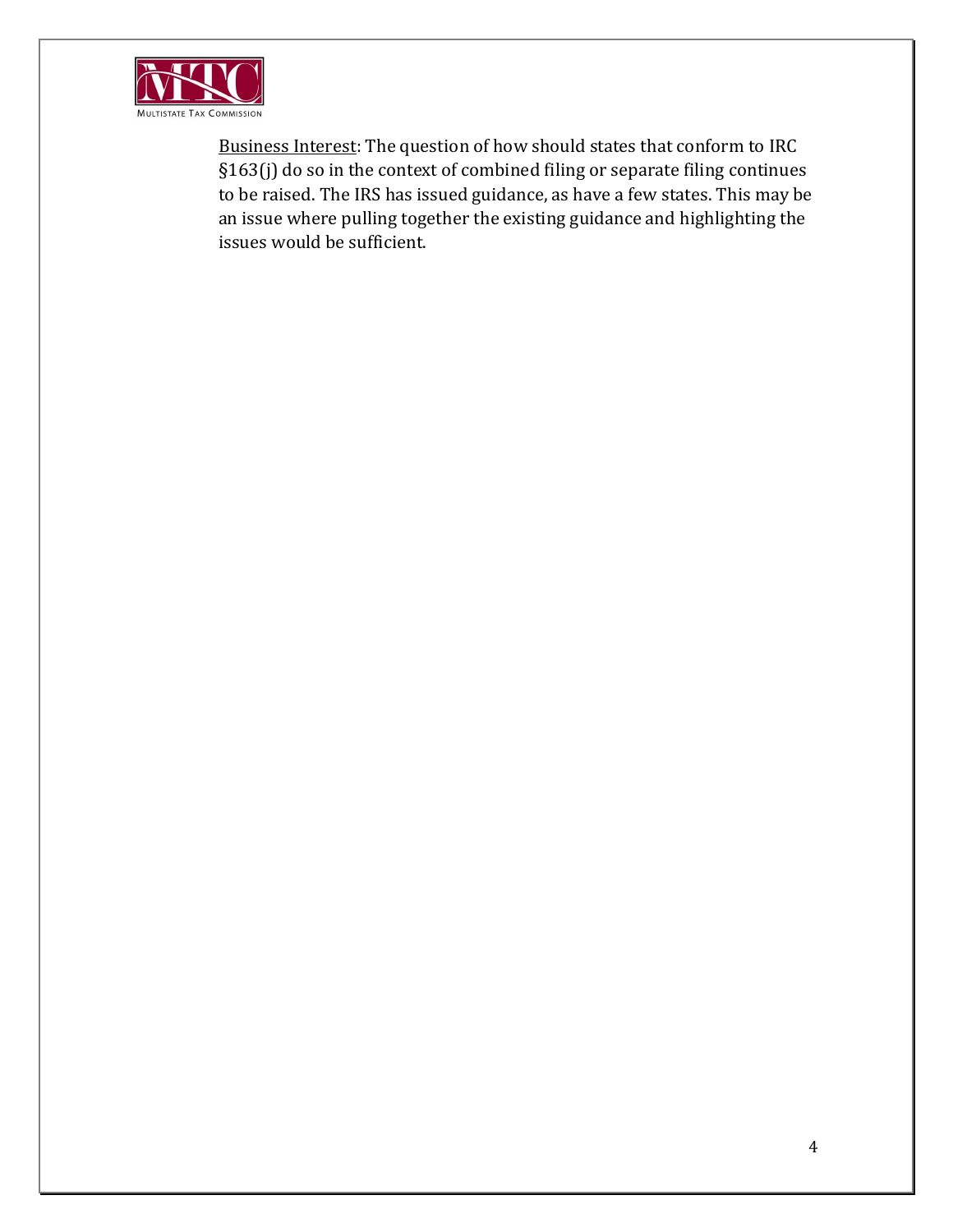Business Interest: The question of how should states that conform to IRC §163(j) do so in the context of combined filing or separate filing continues to be raised. The IRS has issued guidance, as have a few states. This may be an issue where pulling together the existing guidance and highlighting the issues would be sufficient.